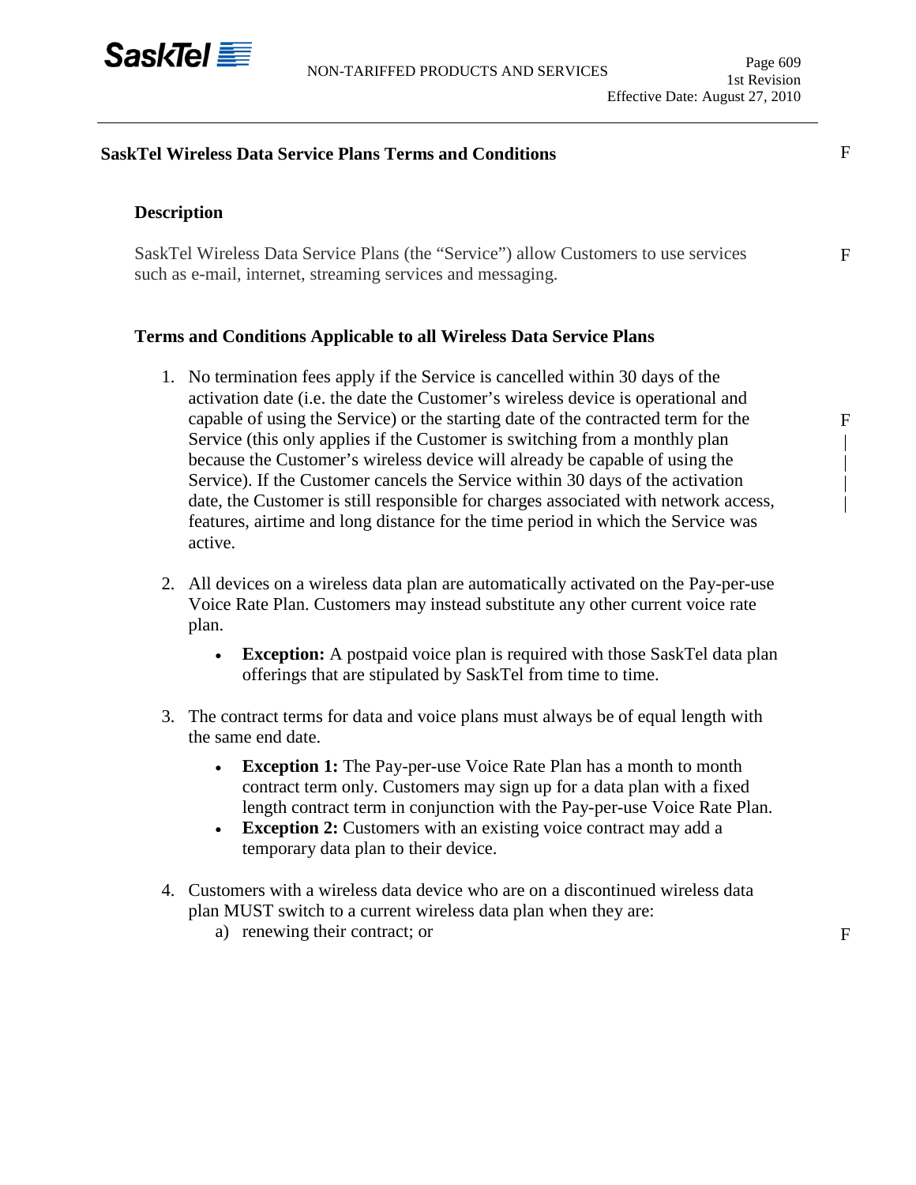## SaskTel Wireless Data Service Plans Terms and Conditions

### Description

SaskTel Wireless Data Service Plans (the "Service") allow Customers to use services such as e-mail, internet, streaming services and messaging.

### Terms and Conditions Applicable to all Wireless Data Service Plans

1. No termination fees apply if the Service is cancelled within 30 days of the activation date (i.e. the date the Customer's wireless device is operational and capable of using the Service) or the starting date of the contracted term for the Service (this only applies if the Customer is switching from a monthly plan because the Customer's wireless device will already be capable of using the Service). If the Customer cancels the Service within 30 days of the activation date, the Customer is still responsible for charges associated with network access, features, airtime and long distance for the time period in which the Service was active.

2. All devices on a wireless data plan are automatically activated on the Pay-per-use Voice Rate Plan. Customers may instead substitute any other current voice rate plan.
   - **Exception:** A postpaid voice plan is required with those SaskTel data plan offerings that are stipulated by SaskTel from time to time.

3. The contract terms for data and voice plans must always be of equal length with the same end date.
   - **Exception 1:** The Pay-per-use Voice Rate Plan has a month to month contract term only. Customers may sign up for a data plan with a fixed length contract term in conjunction with the Pay-per-use Voice Rate Plan.
   - **Exception 2:** Customers with an existing voice contract may add a temporary data plan to their device.

4. Customers with a wireless data device who are on a discontinued wireless data plan MUST switch to a current wireless data plan when they are:
   a) renewing their contract; or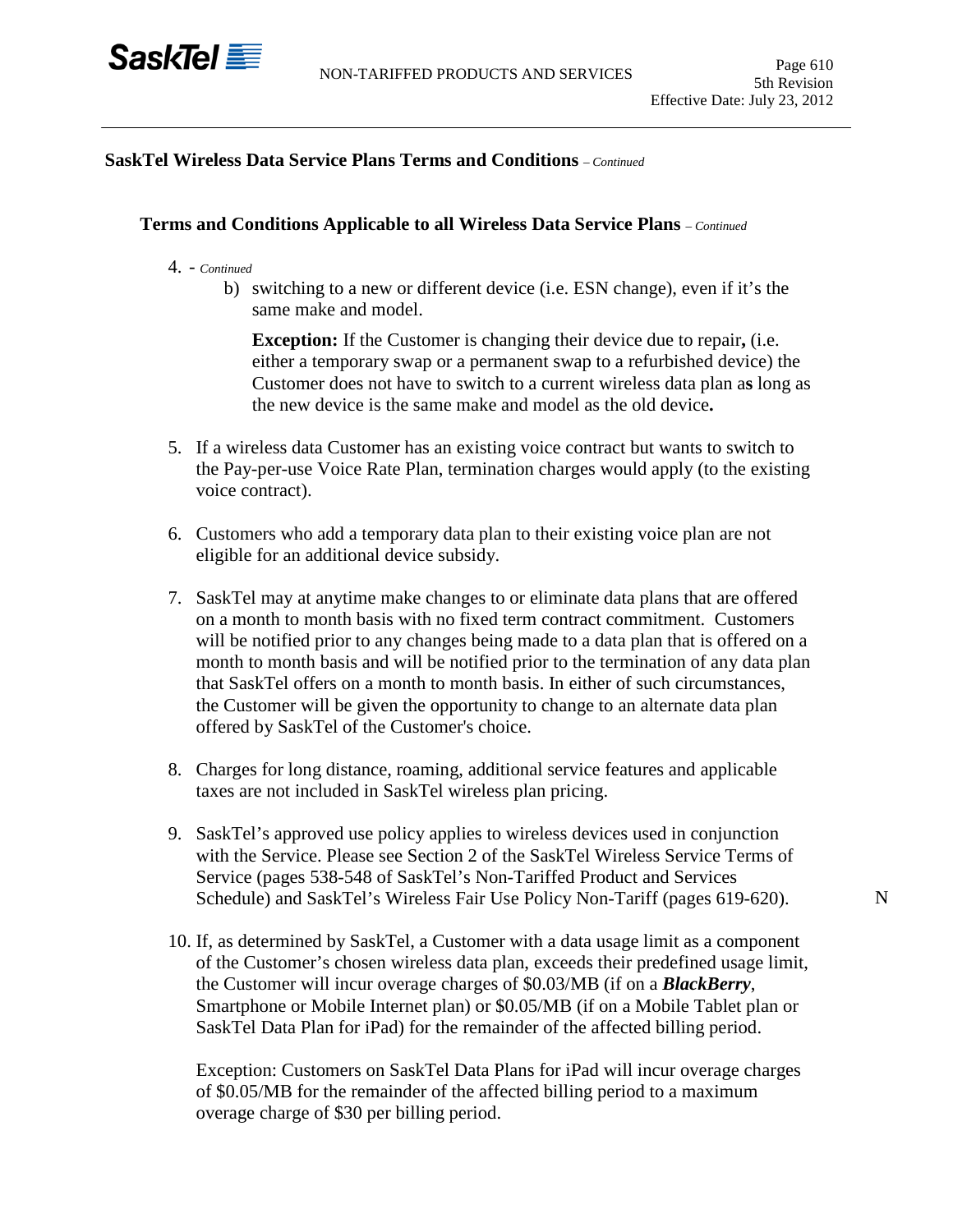## SaskTel Wireless Data Service Plans Terms and Conditions *– Continued*

### Terms and Conditions Applicable to all Wireless Data Service Plans *– Continued*

4. - *Continued*

   b) switching to a new or different device (i.e. ESN change), even if it's the same make and model.

   **Exception:** If the Customer is changing their device due to repair**,** (i.e. either a temporary swap or a permanent swap to a refurbished device) the Customer does not have to switch to a current wireless data plan a**s** long as the new device is the same make and model as the old device**.**

5. If a wireless data Customer has an existing voice contract but wants to switch to the Pay-per-use Voice Rate Plan, termination charges would apply (to the existing voice contract).

6. Customers who add a temporary data plan to their existing voice plan are not eligible for an additional device subsidy.

7. SaskTel may at anytime make changes to or eliminate data plans that are offered on a month to month basis with no fixed term contract commitment. Customers will be notified prior to any changes being made to a data plan that is offered on a month to month basis and will be notified prior to the termination of any data plan that SaskTel offers on a month to month basis. In either of such circumstances, the Customer will be given the opportunity to change to an alternate data plan offered by SaskTel of the Customer's choice.

8. Charges for long distance, roaming, additional service features and applicable taxes are not included in SaskTel wireless plan pricing.

9. SaskTel's approved use policy applies to wireless devices used in conjunction with the Service. Please see Section 2 of the SaskTel Wireless Service Terms of Service (pages 538-548 of SaskTel's Non-Tariffed Product and Services Schedule) and SaskTel's Wireless Fair Use Policy Non-Tariff (pages 619-620). N

10. If, as determined by SaskTel, a Customer with a data usage limit as a component of the Customer's chosen wireless data plan, exceeds their predefined usage limit, the Customer will incur overage charges of $0.03/MB (if on a ***BlackBerry***, Smartphone or Mobile Internet plan) or $0.05/MB (if on a Mobile Tablet plan or SaskTel Data Plan for iPad) for the remainder of the affected billing period.

    Exception: Customers on SaskTel Data Plans for iPad will incur overage charges of $0.05/MB for the remainder of the affected billing period to a maximum overage charge of $30 per billing period.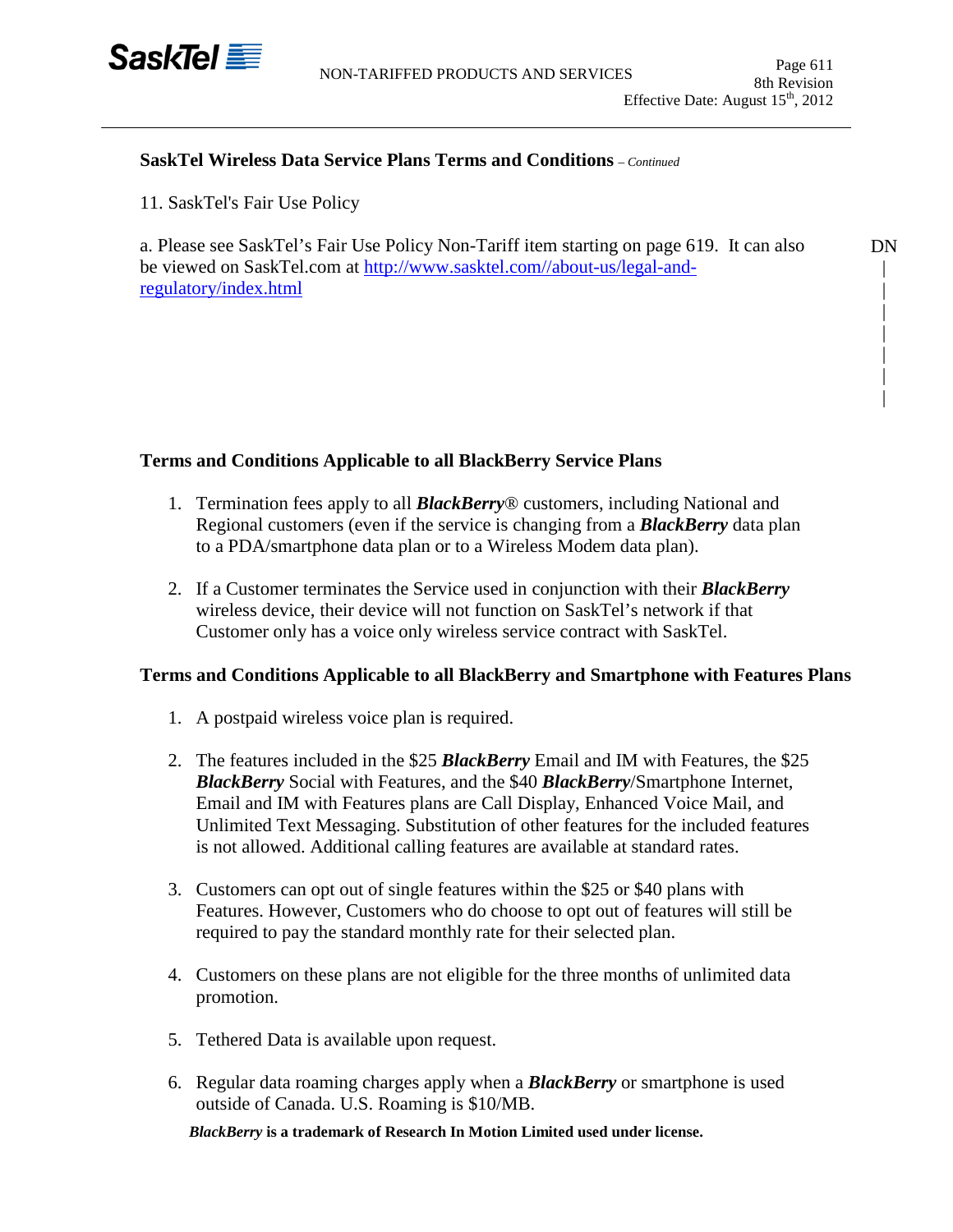## SaskTel Wireless Data Service Plans Terms and Conditions *– Continued*

11. SaskTel's Fair Use Policy

a. Please see SaskTel's Fair Use Policy Non-Tariff item starting on page 619. It can also be viewed on SaskTel.com at [http://www.sasktel.com//about-us/legal-and-regulatory/index.html](http://www.sasktel.com//about-us/legal-and-regulatory/index.html) DN

### Terms and Conditions Applicable to all BlackBerry Service Plans

1. Termination fees apply to all ***BlackBerry***® customers, including National and Regional customers (even if the service is changing from a ***BlackBerry*** data plan to a PDA/smartphone data plan or to a Wireless Modem data plan).

2. If a Customer terminates the Service used in conjunction with their ***BlackBerry*** wireless device, their device will not function on SaskTel's network if that Customer only has a voice only wireless service contract with SaskTel.

### Terms and Conditions Applicable to all BlackBerry and Smartphone with Features Plans

1. A postpaid wireless voice plan is required.

2. The features included in the $25 ***BlackBerry*** Email and IM with Features, the $25 ***BlackBerry*** Social with Features, and the $40 ***BlackBerry***/Smartphone Internet, Email and IM with Features plans are Call Display, Enhanced Voice Mail, and Unlimited Text Messaging. Substitution of other features for the included features is not allowed. Additional calling features are available at standard rates.

3. Customers can opt out of single features within the $25 or $40 plans with Features. However, Customers who do choose to opt out of features will still be required to pay the standard monthly rate for their selected plan.

4. Customers on these plans are not eligible for the three months of unlimited data promotion.

5. Tethered Data is available upon request.

6. Regular data roaming charges apply when a ***BlackBerry*** or smartphone is used outside of Canada. U.S. Roaming is $10/MB.

***BlackBerry*** **is a trademark of Research In Motion Limited used under license.**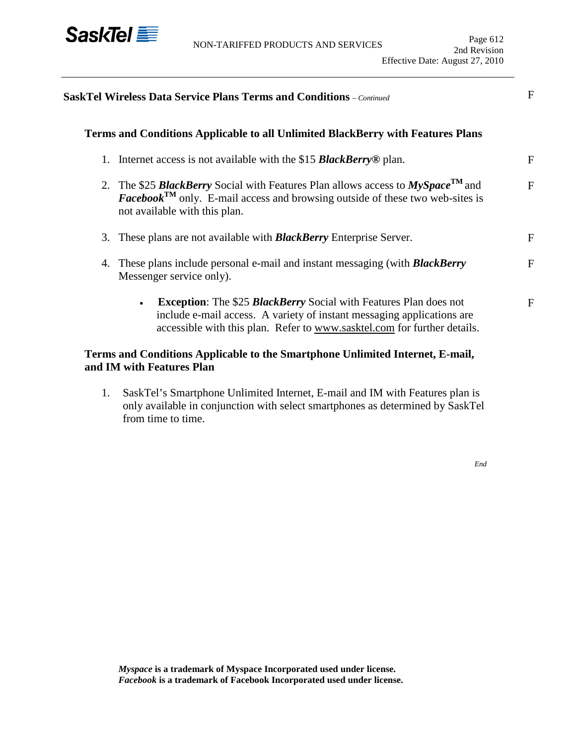## SaskTel Wireless Data Service Plans Terms and Conditions *– Continued*

### Terms and Conditions Applicable to all Unlimited BlackBerry with Features Plans

1. Internet access is not available with the $15 ***BlackBerry®*** plan.

2. The $25 ***BlackBerry*** Social with Features Plan allows access to ***MySpace***™ and ***Facebook***™ only. E-mail access and browsing outside of these two web-sites is not available with this plan.

3. These plans are not available with ***BlackBerry*** Enterprise Server.

4. These plans include personal e-mail and instant messaging (with ***BlackBerry*** Messenger service only).

    - **Exception**: The $25 ***BlackBerry*** Social with Features Plan does not include e-mail access. A variety of instant messaging applications are accessible with this plan. Refer to www.sasktel.com for further details.

### Terms and Conditions Applicable to the Smartphone Unlimited Internet, E-mail, and IM with Features Plan

1. SaskTel's Smartphone Unlimited Internet, E-mail and IM with Features plan is only available in conjunction with select smartphones as determined by SaskTel from time to time.

*End*

***Myspace*** **is a trademark of Myspace Incorporated used under license.**
***Facebook*** **is a trademark of Facebook Incorporated used under license.**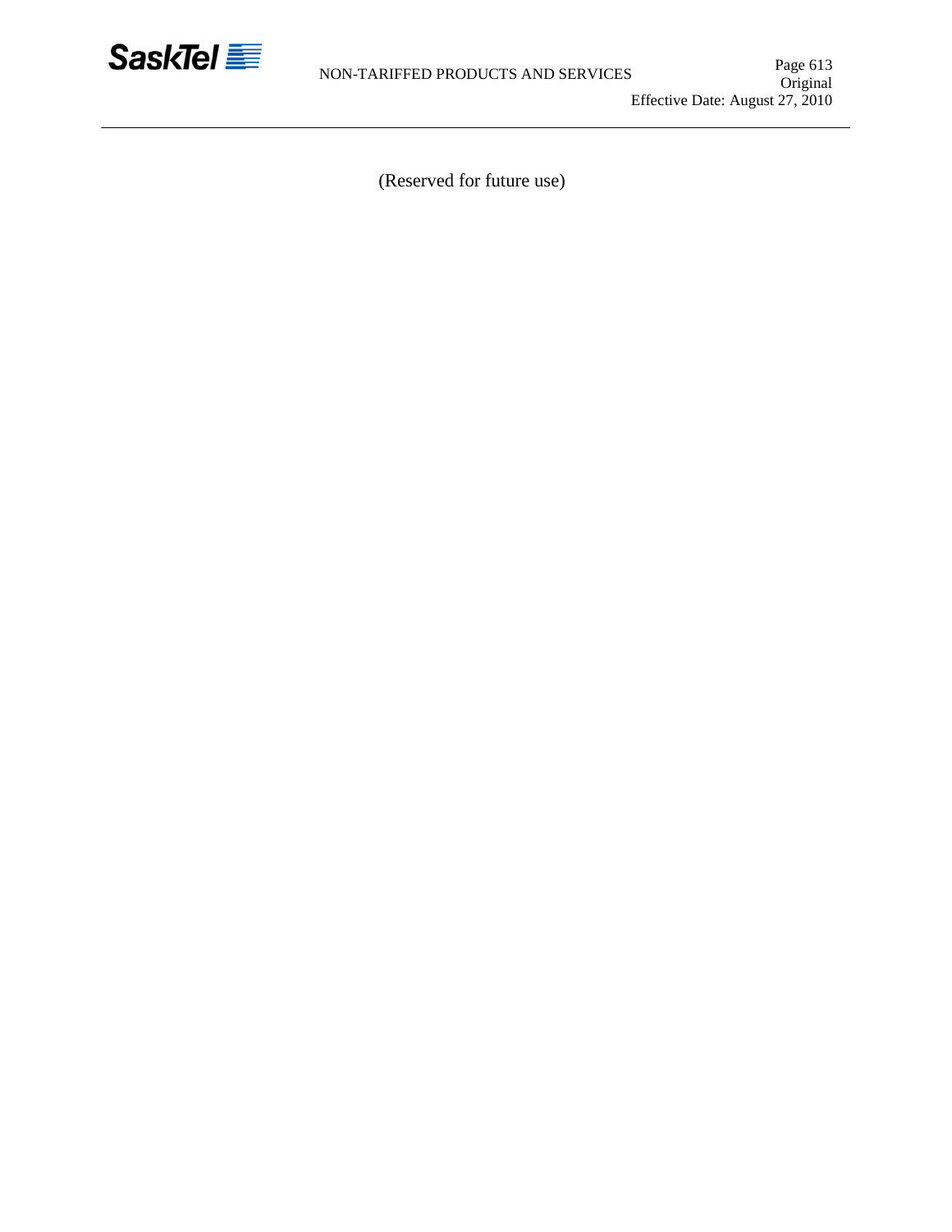(Reserved for future use)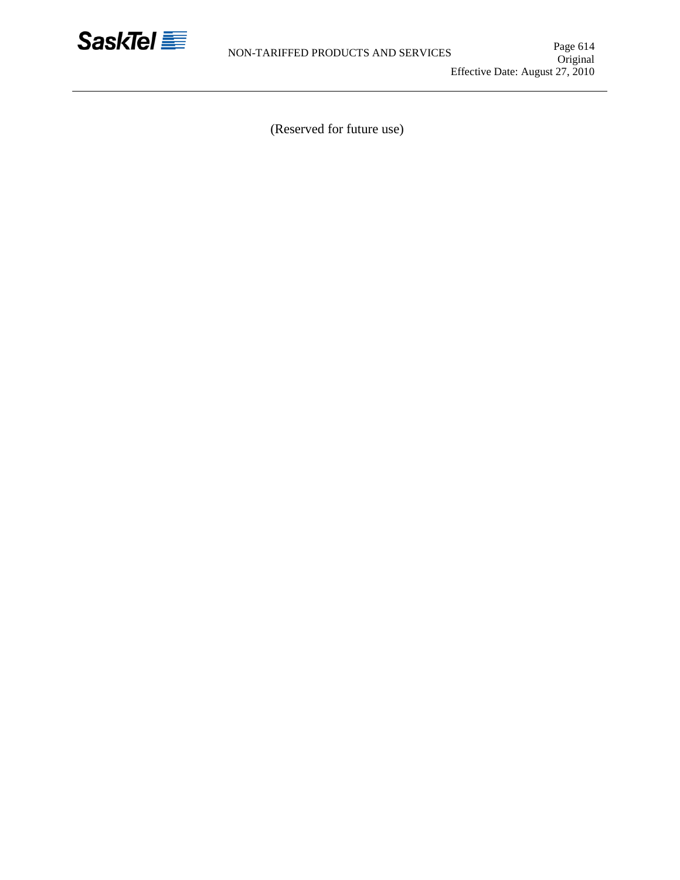(Reserved for future use)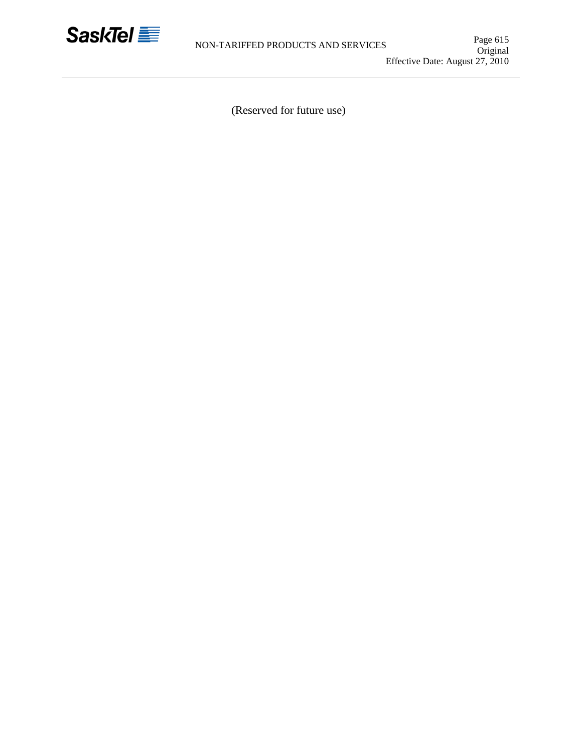(Reserved for future use)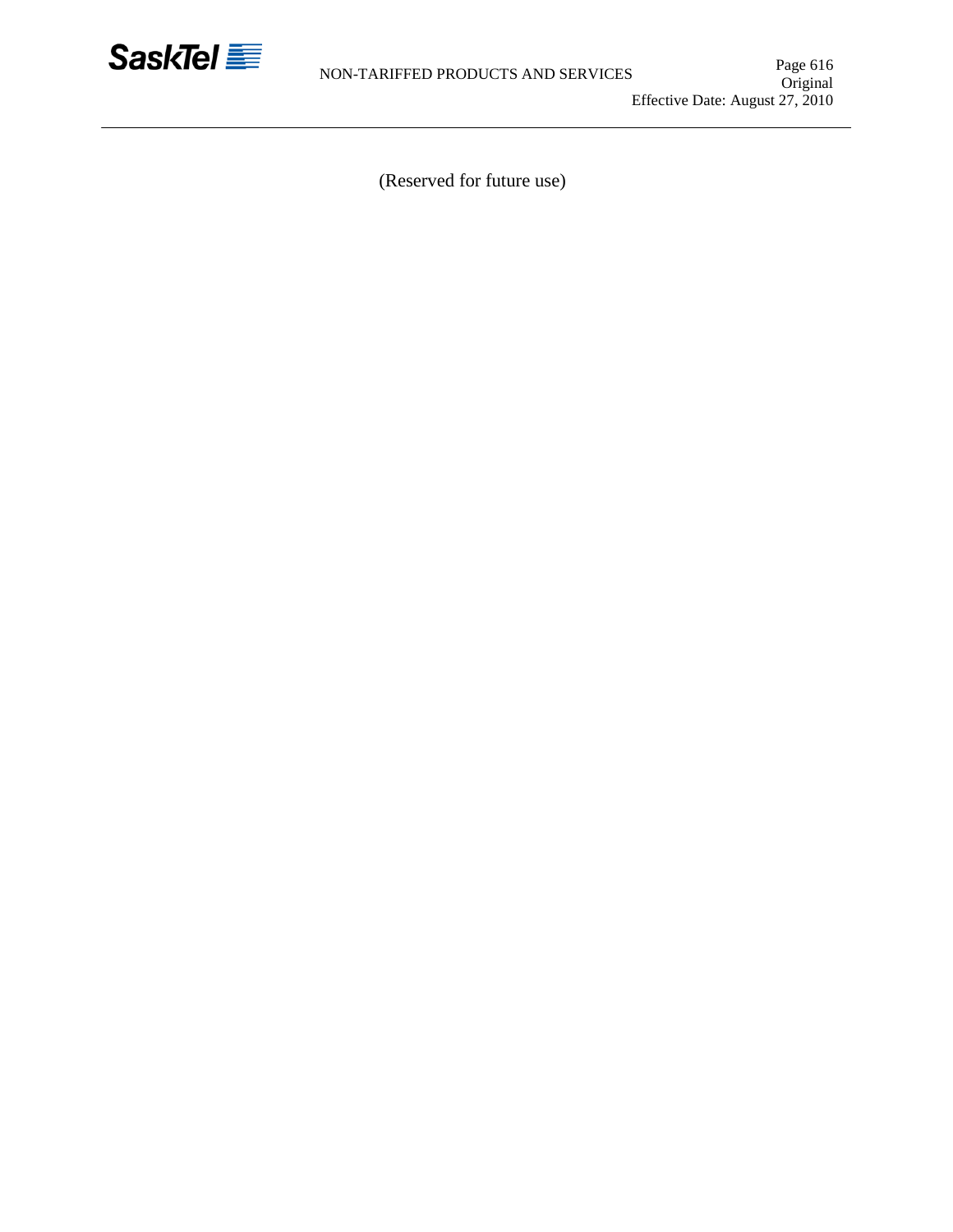(Reserved for future use)